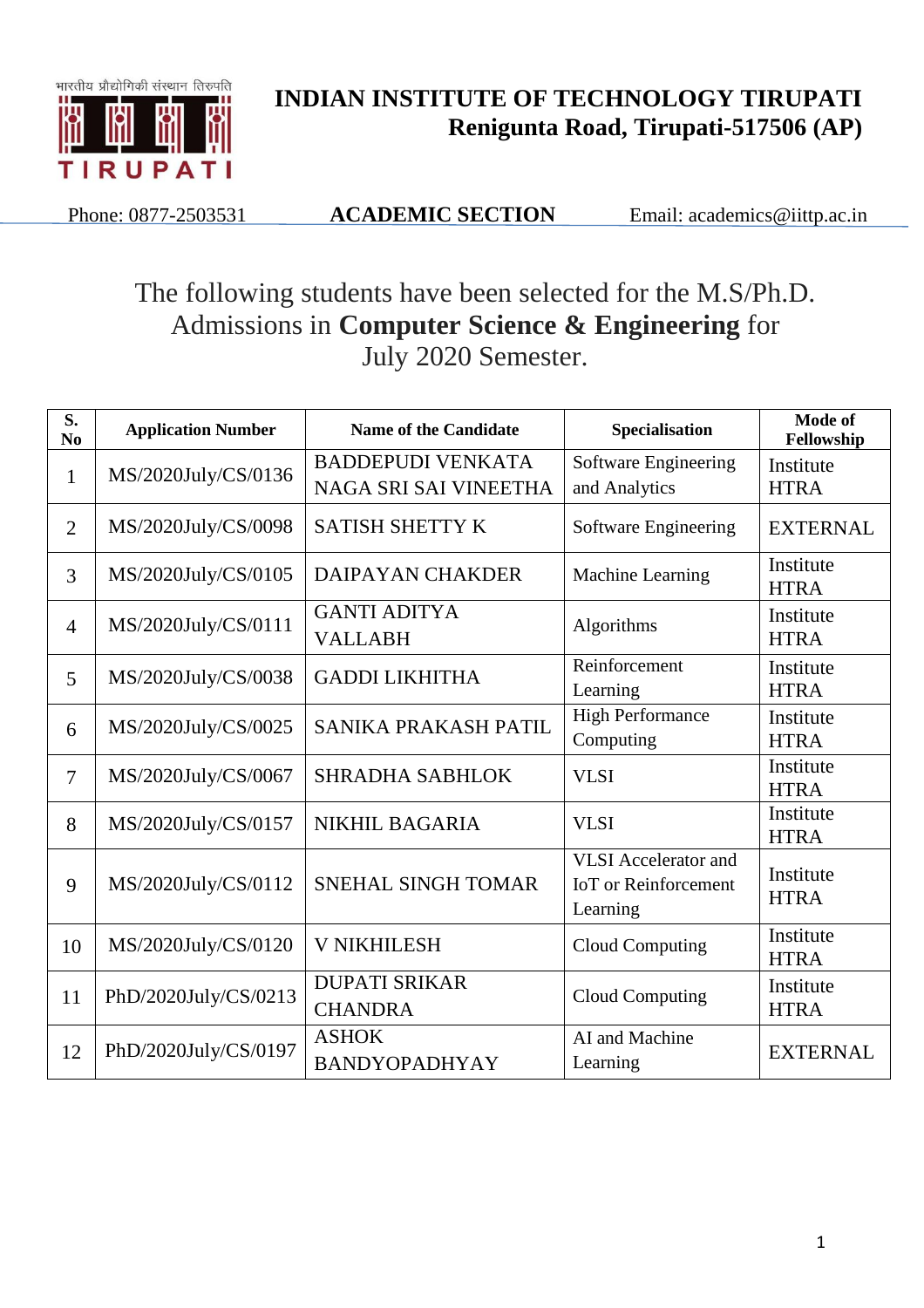# INDIAN INSTITUTE OF TECHNOLOGY TIRUPATI
**Renigunta Road, Tirupati-517506 (AP)**

Phone: 0877-2503531 **ACADEMIC SECTION** Email: academics@iittp.ac.in

The following students have been selected for the M.S/Ph.D. Admissions in **Computer Science & Engineering** for July 2020 Semester.

| S. No | Application Number | Name of the Candidate | Specialisation | Mode of Fellowship |
|---|---|---|---|---|
| 1 | MS/2020July/CS/0136 | BADDEPUDI VENKATA NAGA SRI SAI VINEETHA | Software Engineering and Analytics | Institute HTRA |
| 2 | MS/2020July/CS/0098 | SATISH SHETTY K | Software Engineering | EXTERNAL |
| 3 | MS/2020July/CS/0105 | DAIPAYAN CHAKDER | Machine Learning | Institute HTRA |
| 4 | MS/2020July/CS/0111 | GANTI ADITYA VALLABH | Algorithms | Institute HTRA |
| 5 | MS/2020July/CS/0038 | GADDI LIKHITHA | Reinforcement Learning | Institute HTRA |
| 6 | MS/2020July/CS/0025 | SANIKA PRAKASH PATIL | High Performance Computing | Institute HTRA |
| 7 | MS/2020July/CS/0067 | SHRADHA SABHLOK | VLSI | Institute HTRA |
| 8 | MS/2020July/CS/0157 | NIKHIL BAGARIA | VLSI | Institute HTRA |
| 9 | MS/2020July/CS/0112 | SNEHAL SINGH TOMAR | VLSI Accelerator and IoT or Reinforcement Learning | Institute HTRA |
| 10 | MS/2020July/CS/0120 | V NIKHILESH | Cloud Computing | Institute HTRA |
| 11 | PhD/2020July/CS/0213 | DUPATI SRIKAR CHANDRA | Cloud Computing | Institute HTRA |
| 12 | PhD/2020July/CS/0197 | ASHOK BANDYOPADHYAY | AI and Machine Learning | EXTERNAL |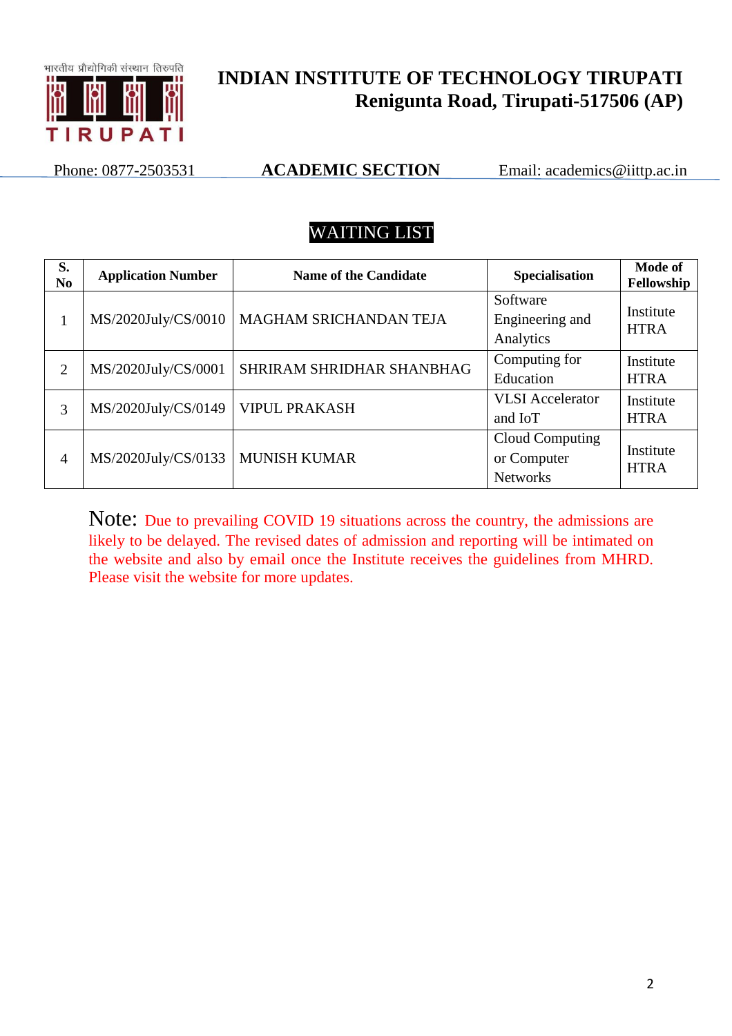# INDIAN INSTITUTE OF TECHNOLOGY TIRUPATI
## Renigunta Road, Tirupati-517506 (AP)

Phone: 0877-2503531 **ACADEMIC SECTION** Email: academics@iittp.ac.in

## WAITING LIST

| S. No | Application Number | Name of the Candidate | Specialisation | Mode of Fellowship |
|---|---|---|---|---|
| 1 | MS/2020July/CS/0010 | MAGHAM SRICHANDAN TEJA | Software Engineering and Analytics | Institute HTRA |
| 2 | MS/2020July/CS/0001 | SHRIRAM SHRIDHAR SHANBHAG | Computing for Education | Institute HTRA |
| 3 | MS/2020July/CS/0149 | VIPUL PRAKASH | VLSI Accelerator and IoT | Institute HTRA |
| 4 | MS/2020July/CS/0133 | MUNISH KUMAR | Cloud Computing or Computer Networks | Institute HTRA |

Note: Due to prevailing COVID 19 situations across the country, the admissions are likely to be delayed. The revised dates of admission and reporting will be intimated on the website and also by email once the Institute receives the guidelines from MHRD. Please visit the website for more updates.